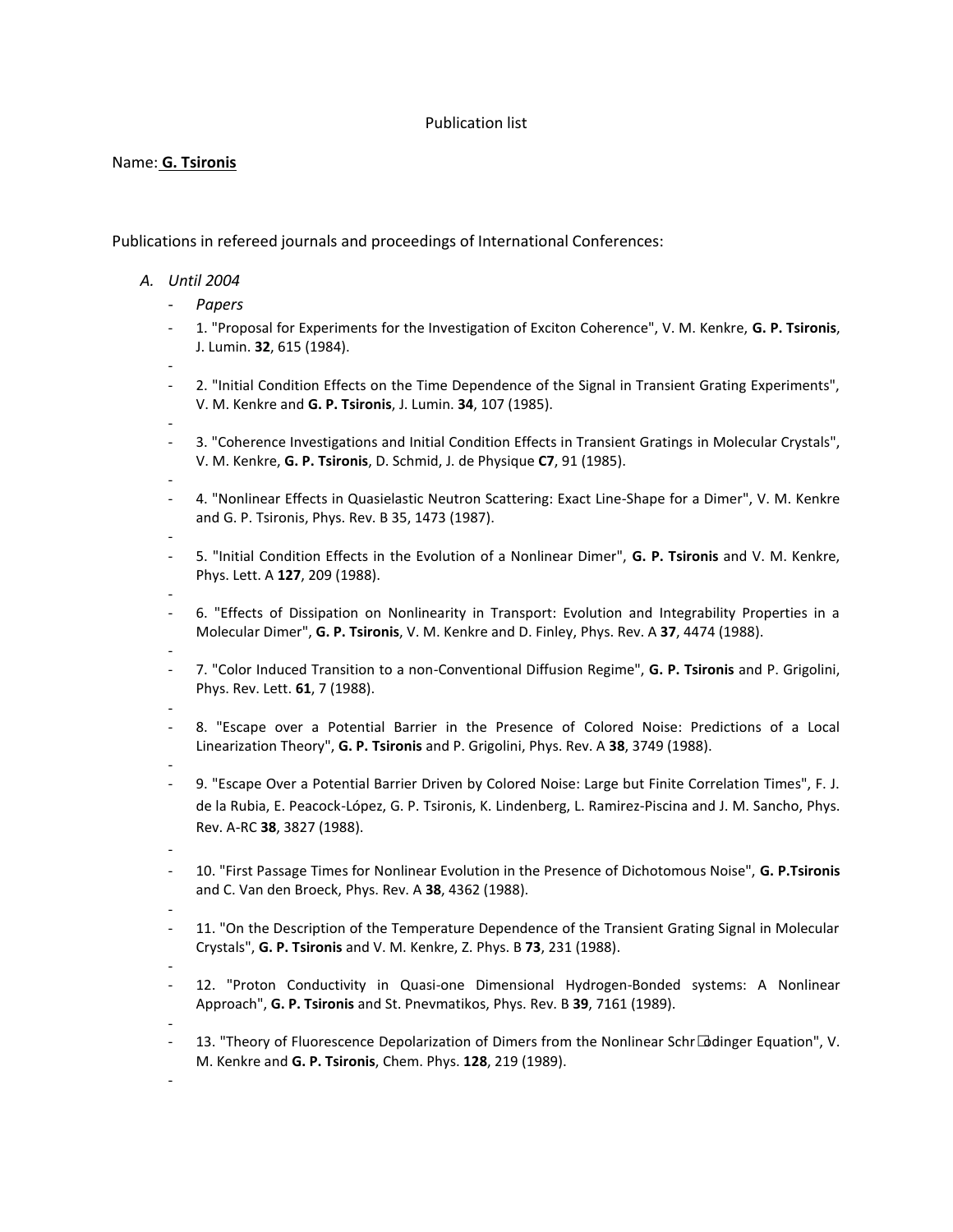Publication list

Name: **G. Tsironis**

Publications in refereed journals and proceedings of International Conferences:

A. *Until 2004*

- *Papers*
- 1. "Proposal for Experiments for the Investigation of Exciton Coherence", V. M. Kenkre, **G. P. Tsironis**, J. Lumin. **32**, 615 (1984).
- 2. "Initial Condition Effects on the Time Dependence of the Signal in Transient Grating Experiments", V. M. Kenkre and **G. P. Tsironis**, J. Lumin. **34**, 107 (1985).
- 3. "Coherence Investigations and Initial Condition Effects in Transient Gratings in Molecular Crystals", V. M. Kenkre, **G. P. Tsironis**, D. Schmid, J. de Physique **C7**, 91 (1985).
- 4. "Nonlinear Effects in Quasielastic Neutron Scattering: Exact Line-Shape for a Dimer", V. M. Kenkre and G. P. Tsironis, Phys. Rev. B 35, 1473 (1987).
- 5. "Initial Condition Effects in the Evolution of a Nonlinear Dimer", **G. P. Tsironis** and V. M. Kenkre, Phys. Lett. A **127**, 209 (1988).
- 6. "Effects of Dissipation on Nonlinearity in Transport: Evolution and Integrability Properties in a Molecular Dimer", **G. P. Tsironis**, V. M. Kenkre and D. Finley, Phys. Rev. A **37**, 4474 (1988).
- 7. "Color Induced Transition to a non-Conventional Diffusion Regime", **G. P. Tsironis** and P. Grigolini, Phys. Rev. Lett. **61**, 7 (1988).
- 8. "Escape over a Potential Barrier in the Presence of Colored Noise: Predictions of a Local Linearization Theory", **G. P. Tsironis** and P. Grigolini, Phys. Rev. A **38**, 3749 (1988).
- 9. "Escape Over a Potential Barrier Driven by Colored Noise: Large but Finite Correlation Times", F. J. de la Rubia, E. Peacock-López, G. P. Tsironis, K. Lindenberg, L. Ramirez-Piscina and J. M. Sancho, Phys. Rev. A-RC **38**, 3827 (1988).
- 10. "First Passage Times for Nonlinear Evolution in the Presence of Dichotomous Noise", **G. P.Tsironis** and C. Van den Broeck, Phys. Rev. A **38**, 4362 (1988).
- 11. "On the Description of the Temperature Dependence of the Transient Grating Signal in Molecular Crystals", **G. P. Tsironis** and V. M. Kenkre, Z. Phys. B **73**, 231 (1988).
- 12. "Proton Conductivity in Quasi-one Dimensional Hydrogen-Bonded systems: A Nonlinear Approach", **G. P. Tsironis** and St. Pnevmatikos, Phys. Rev. B **39**, 7161 (1989).
- 13. "Theory of Fluorescence Depolarization of Dimers from the Nonlinear Schrödinger Equation", V. M. Kenkre and **G. P. Tsironis**, Chem. Phys. **128**, 219 (1989).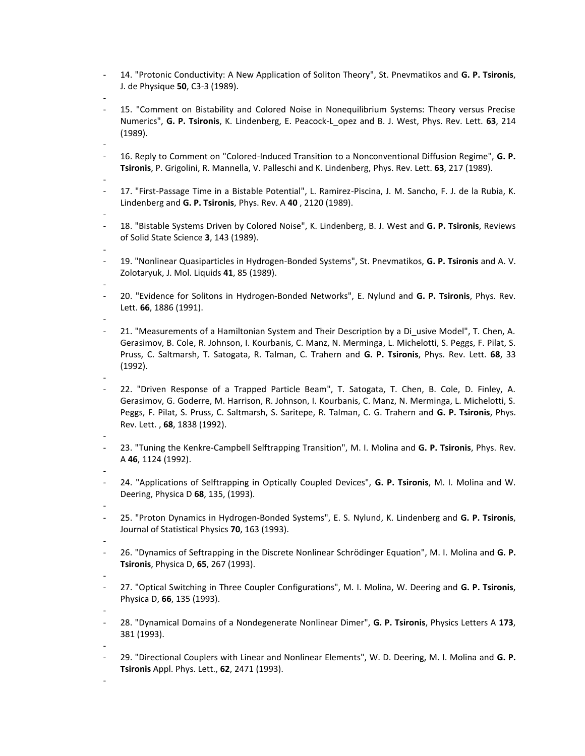- 14. "Protonic Conductivity: A New Application of Soliton Theory", St. Pnevmatikos and **G. P. Tsironis**, J. de Physique **50**, C3-3 (1989).
-
- 15. "Comment on Bistability and Colored Noise in Nonequilibrium Systems: Theory versus Precise Numerics", **G. P. Tsironis**, K. Lindenberg, E. Peacock-L_opez and B. J. West, Phys. Rev. Lett. **63**, 214 (1989).
-
- 16. Reply to Comment on "Colored-Induced Transition to a Nonconventional Diffusion Regime", **G. P. Tsironis**, P. Grigolini, R. Mannella, V. Palleschi and K. Lindenberg, Phys. Rev. Lett. **63**, 217 (1989).
-
- 17. "First-Passage Time in a Bistable Potential", L. Ramirez-Piscina, J. M. Sancho, F. J. de la Rubia, K. Lindenberg and **G. P. Tsironis**, Phys. Rev. A **40** , 2120 (1989).
-
- 18. "Bistable Systems Driven by Colored Noise", K. Lindenberg, B. J. West and **G. P. Tsironis**, Reviews of Solid State Science **3**, 143 (1989).
-
- 19. "Nonlinear Quasiparticles in Hydrogen-Bonded Systems", St. Pnevmatikos, **G. P. Tsironis** and A. V. Zolotaryuk, J. Mol. Liquids **41**, 85 (1989).
-
- 20. "Evidence for Solitons in Hydrogen-Bonded Networks", E. Nylund and **G. P. Tsironis**, Phys. Rev. Lett. **66**, 1886 (1991).
-
- 21. "Measurements of a Hamiltonian System and Their Description by a Di_usive Model", T. Chen, A. Gerasimov, B. Cole, R. Johnson, I. Kourbanis, C. Manz, N. Merminga, L. Michelotti, S. Peggs, F. Pilat, S. Pruss, C. Saltmarsh, T. Satogata, R. Talman, C. Trahern and **G. P. Tsironis**, Phys. Rev. Lett. **68**, 33 (1992).
-
- 22. "Driven Response of a Trapped Particle Beam", T. Satogata, T. Chen, B. Cole, D. Finley, A. Gerasimov, G. Goderre, M. Harrison, R. Johnson, I. Kourbanis, C. Manz, N. Merminga, L. Michelotti, S. Peggs, F. Pilat, S. Pruss, C. Saltmarsh, S. Saritepe, R. Talman, C. G. Trahern and **G. P. Tsironis**, Phys. Rev. Lett. , **68**, 1838 (1992).
-
- 23. "Tuning the Kenkre-Campbell Selftrapping Transition", M. I. Molina and **G. P. Tsironis**, Phys. Rev. A **46**, 1124 (1992).
-
- 24. "Applications of Selftrapping in Optically Coupled Devices", **G. P. Tsironis**, M. I. Molina and W. Deering, Physica D **68**, 135, (1993).
-
- 25. "Proton Dynamics in Hydrogen-Bonded Systems", E. S. Nylund, K. Lindenberg and **G. P. Tsironis**, Journal of Statistical Physics **70**, 163 (1993).
-
- 26. "Dynamics of Seftrapping in the Discrete Nonlinear Schrödinger Equation", M. I. Molina and **G. P. Tsironis**, Physica D, **65**, 267 (1993).
-
- 27. "Optical Switching in Three Coupler Configurations", M. I. Molina, W. Deering and **G. P. Tsironis**, Physica D, **66**, 135 (1993).
-
- 28. "Dynamical Domains of a Nondegenerate Nonlinear Dimer", **G. P. Tsironis**, Physics Letters A **173**, 381 (1993).
-
- 29. "Directional Couplers with Linear and Nonlinear Elements", W. D. Deering, M. I. Molina and **G. P. Tsironis** Appl. Phys. Lett., **62**, 2471 (1993).
-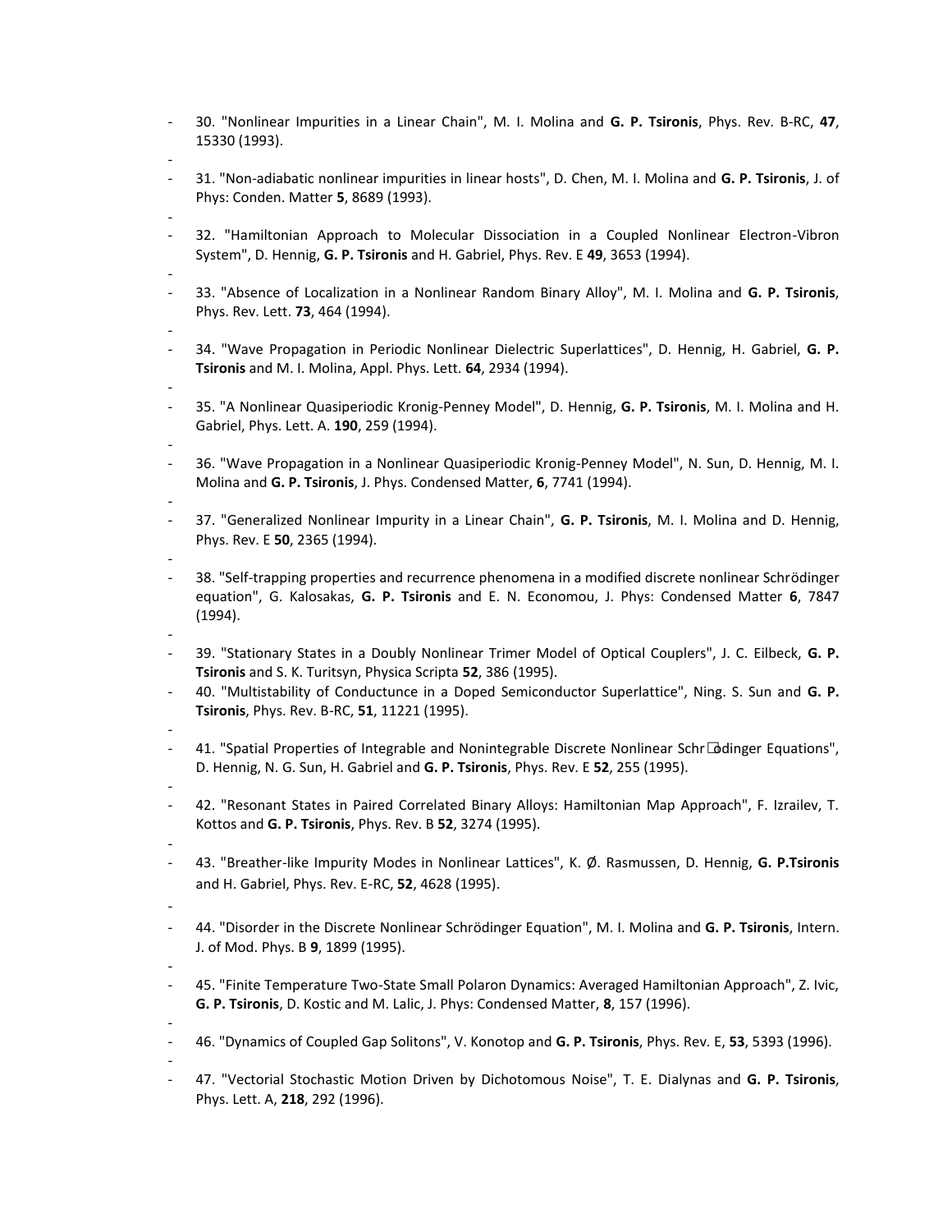- 30. "Nonlinear Impurities in a Linear Chain", M. I. Molina and **G. P. Tsironis**, Phys. Rev. B-RC, **47**, 15330 (1993).
- 31. "Non-adiabatic nonlinear impurities in linear hosts", D. Chen, M. I. Molina and **G. P. Tsironis**, J. of Phys: Conden. Matter **5**, 8689 (1993).
- 32. "Hamiltonian Approach to Molecular Dissociation in a Coupled Nonlinear Electron-Vibron System", D. Hennig, **G. P. Tsironis** and H. Gabriel, Phys. Rev. E **49**, 3653 (1994).
- 33. "Absence of Localization in a Nonlinear Random Binary Alloy", M. I. Molina and **G. P. Tsironis**, Phys. Rev. Lett. **73**, 464 (1994).
- 34. "Wave Propagation in Periodic Nonlinear Dielectric Superlattices", D. Hennig, H. Gabriel, **G. P. Tsironis** and M. I. Molina, Appl. Phys. Lett. **64**, 2934 (1994).
- 35. "A Nonlinear Quasiperiodic Kronig-Penney Model", D. Hennig, **G. P. Tsironis**, M. I. Molina and H. Gabriel, Phys. Lett. A. **190**, 259 (1994).
- 36. "Wave Propagation in a Nonlinear Quasiperiodic Kronig-Penney Model", N. Sun, D. Hennig, M. I. Molina and **G. P. Tsironis**, J. Phys. Condensed Matter, **6**, 7741 (1994).
- 37. "Generalized Nonlinear Impurity in a Linear Chain", **G. P. Tsironis**, M. I. Molina and D. Hennig, Phys. Rev. E **50**, 2365 (1994).
- 38. "Self-trapping properties and recurrence phenomena in a modified discrete nonlinear Schrödinger equation", G. Kalosakas, **G. P. Tsironis** and E. N. Economou, J. Phys: Condensed Matter **6**, 7847 (1994).
- 39. "Stationary States in a Doubly Nonlinear Trimer Model of Optical Couplers", J. C. Eilbeck, **G. P. Tsironis** and S. K. Turitsyn, Physica Scripta **52**, 386 (1995).
- 40. "Multistability of Conductunce in a Doped Semiconductor Superlattice", Ning. S. Sun and **G. P. Tsironis**, Phys. Rev. B-RC, **51**, 11221 (1995).
- 41. "Spatial Properties of Integrable and Nonintegrable Discrete Nonlinear Schrödinger Equations", D. Hennig, N. G. Sun, H. Gabriel and **G. P. Tsironis**, Phys. Rev. E **52**, 255 (1995).
- 42. "Resonant States in Paired Correlated Binary Alloys: Hamiltonian Map Approach", F. Izrailev, T. Kottos and **G. P. Tsironis**, Phys. Rev. B **52**, 3274 (1995).
- 43. "Breather-like Impurity Modes in Nonlinear Lattices", K. Ø. Rasmussen, D. Hennig, **G. P.Tsironis** and H. Gabriel, Phys. Rev. E-RC, **52**, 4628 (1995).
- 44. "Disorder in the Discrete Nonlinear Schrödinger Equation", M. I. Molina and **G. P. Tsironis**, Intern. J. of Mod. Phys. B **9**, 1899 (1995).
- 45. "Finite Temperature Two-State Small Polaron Dynamics: Averaged Hamiltonian Approach", Z. Ivic, **G. P. Tsironis**, D. Kostic and M. Lalic, J. Phys: Condensed Matter, **8**, 157 (1996).
- 46. "Dynamics of Coupled Gap Solitons", V. Konotop and **G. P. Tsironis**, Phys. Rev. E, **53**, 5393 (1996).
- 47. "Vectorial Stochastic Motion Driven by Dichotomous Noise", T. E. Dialynas and **G. P. Tsironis**, Phys. Lett. A, **218**, 292 (1996).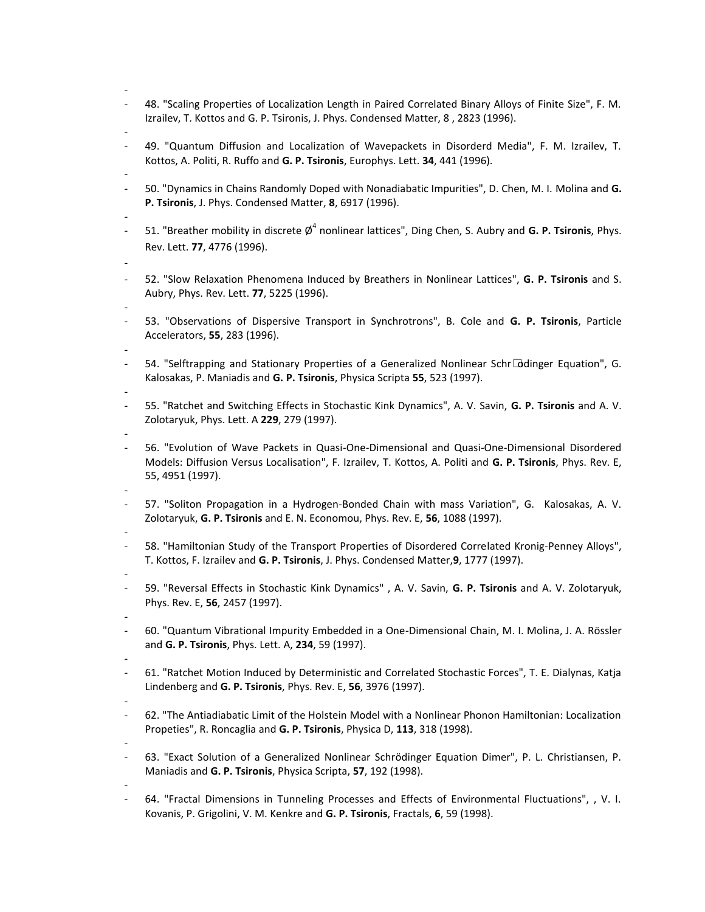- 
- 48. "Scaling Properties of Localization Length in Paired Correlated Binary Alloys of Finite Size", F. M. Izrailev, T. Kottos and G. P. Tsironis, J. Phys. Condensed Matter, 8 , 2823 (1996).
- 
- 49. "Quantum Diffusion and Localization of Wavepackets in Disorderd Media", F. M. Izrailev, T. Kottos, A. Politi, R. Ruffo and **G. P. Tsironis**, Europhys. Lett. **34**, 441 (1996).
- 
- 50. "Dynamics in Chains Randomly Doped with Nonadiabatic Impurities", D. Chen, M. I. Molina and **G. P. Tsironis**, J. Phys. Condensed Matter, **8**, 6917 (1996).
- 
- 51. "Breather mobility in discrete $\emptyset^4$ nonlinear lattices", Ding Chen, S. Aubry and **G. P. Tsironis**, Phys. Rev. Lett. **77**, 4776 (1996).
- 
- 52. "Slow Relaxation Phenomena Induced by Breathers in Nonlinear Lattices", **G. P. Tsironis** and S. Aubry, Phys. Rev. Lett. **77**, 5225 (1996).
- 
- 53. "Observations of Dispersive Transport in Synchrotrons", B. Cole and **G. P. Tsironis**, Particle Accelerators, **55**, 283 (1996).
- 
- 54. "Selftrapping and Stationary Properties of a Generalized Nonlinear Schr�dinger Equation", G. Kalosakas, P. Maniadis and **G. P. Tsironis**, Physica Scripta **55**, 523 (1997).
- 
- 55. "Ratchet and Switching Effects in Stochastic Kink Dynamics", A. V. Savin, **G. P. Tsironis** and A. V. Zolotaryuk, Phys. Lett. A **229**, 279 (1997).
- 
- 56. "Evolution of Wave Packets in Quasi-One-Dimensional and Quasi-One-Dimensional Disordered Models: Diffusion Versus Localisation", F. Izrailev, T. Kottos, A. Politi and **G. P. Tsironis**, Phys. Rev. E, 55, 4951 (1997).
- 
- 57. "Soliton Propagation in a Hydrogen-Bonded Chain with mass Variation", G. Kalosakas, A. V. Zolotaryuk, **G. P. Tsironis** and E. N. Economou, Phys. Rev. E, **56**, 1088 (1997).
- 
- 58. "Hamiltonian Study of the Transport Properties of Disordered Correlated Kronig-Penney Alloys", T. Kottos, F. Izrailev and **G. P. Tsironis**, J. Phys. Condensed Matter,**9**, 1777 (1997).
- 
- 59. "Reversal Effects in Stochastic Kink Dynamics" , A. V. Savin, **G. P. Tsironis** and A. V. Zolotaryuk, Phys. Rev. E, **56**, 2457 (1997).
- 
- 60. "Quantum Vibrational Impurity Embedded in a One-Dimensional Chain, M. I. Molina, J. A. Rössler and **G. P. Tsironis**, Phys. Lett. A, **234**, 59 (1997).
- 
- 61. "Ratchet Motion Induced by Deterministic and Correlated Stochastic Forces", T. E. Dialynas, Katja Lindenberg and **G. P. Tsironis**, Phys. Rev. E, **56**, 3976 (1997).
- 
- 62. "The Antiadiabatic Limit of the Holstein Model with a Nonlinear Phonon Hamiltonian: Localization Propeties", R. Roncaglia and **G. P. Tsironis**, Physica D, **113**, 318 (1998).
- 
- 63. "Exact Solution of a Generalized Nonlinear Schrödinger Equation Dimer", P. L. Christiansen, P. Maniadis and **G. P. Tsironis**, Physica Scripta, **57**, 192 (1998).
- 
- 64. "Fractal Dimensions in Tunneling Processes and Effects of Environmental Fluctuations", , V. I. Kovanis, P. Grigolini, V. M. Kenkre and **G. P. Tsironis**, Fractals, **6**, 59 (1998).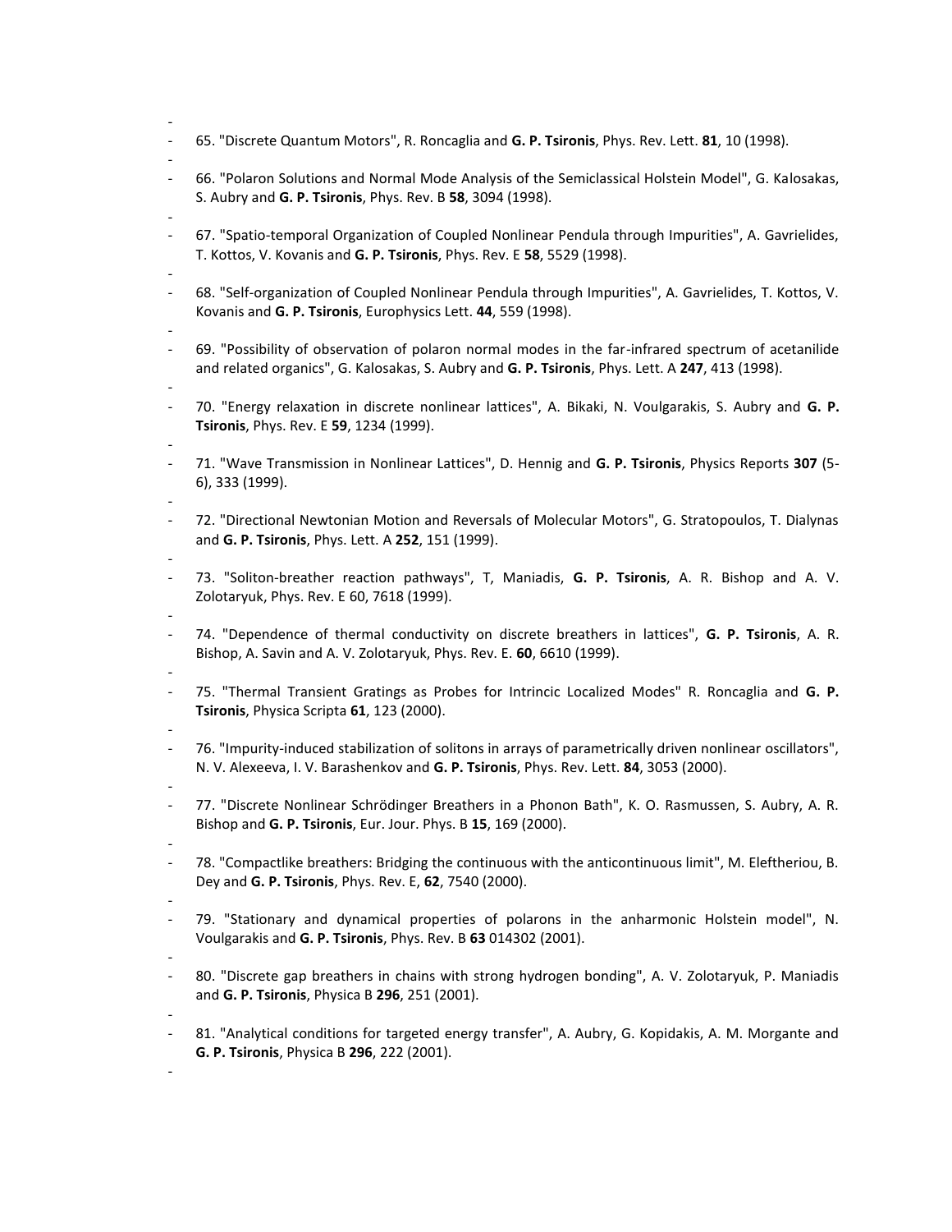- 65. "Discrete Quantum Motors", R. Roncaglia and **G. P. Tsironis**, Phys. Rev. Lett. **81**, 10 (1998).

- 66. "Polaron Solutions and Normal Mode Analysis of the Semiclassical Holstein Model", G. Kalosakas, S. Aubry and **G. P. Tsironis**, Phys. Rev. B **58**, 3094 (1998).

- 67. "Spatio-temporal Organization of Coupled Nonlinear Pendula through Impurities", A. Gavrielides, T. Kottos, V. Kovanis and **G. P. Tsironis**, Phys. Rev. E **58**, 5529 (1998).

- 68. "Self-organization of Coupled Nonlinear Pendula through Impurities", A. Gavrielides, T. Kottos, V. Kovanis and **G. P. Tsironis**, Europhysics Lett. **44**, 559 (1998).

- 69. "Possibility of observation of polaron normal modes in the far-infrared spectrum of acetanilide and related organics", G. Kalosakas, S. Aubry and **G. P. Tsironis**, Phys. Lett. A **247**, 413 (1998).

- 70. "Energy relaxation in discrete nonlinear lattices", A. Bikaki, N. Voulgarakis, S. Aubry and **G. P. Tsironis**, Phys. Rev. E **59**, 1234 (1999).

- 71. "Wave Transmission in Nonlinear Lattices", D. Hennig and **G. P. Tsironis**, Physics Reports **307** (5-6), 333 (1999).

- 72. "Directional Newtonian Motion and Reversals of Molecular Motors", G. Stratopoulos, T. Dialynas and **G. P. Tsironis**, Phys. Lett. A **252**, 151 (1999).

- 73. "Soliton-breather reaction pathways", T, Maniadis, **G. P. Tsironis**, A. R. Bishop and A. V. Zolotaryuk, Phys. Rev. E 60, 7618 (1999).

- 74. "Dependence of thermal conductivity on discrete breathers in lattices", **G. P. Tsironis**, A. R. Bishop, A. Savin and A. V. Zolotaryuk, Phys. Rev. E. **60**, 6610 (1999).

- 75. "Thermal Transient Gratings as Probes for Intrincic Localized Modes" R. Roncaglia and **G. P. Tsironis**, Physica Scripta **61**, 123 (2000).

- 76. "Impurity-induced stabilization of solitons in arrays of parametrically driven nonlinear oscillators", N. V. Alexeeva, I. V. Barashenkov and **G. P. Tsironis**, Phys. Rev. Lett. **84**, 3053 (2000).

- 77. "Discrete Nonlinear Schrödinger Breathers in a Phonon Bath", K. O. Rasmussen, S. Aubry, A. R. Bishop and **G. P. Tsironis**, Eur. Jour. Phys. B **15**, 169 (2000).

- 78. "Compactlike breathers: Bridging the continuous with the anticontinuous limit", M. Eleftheriou, B. Dey and **G. P. Tsironis**, Phys. Rev. E, **62**, 7540 (2000).

- 79. "Stationary and dynamical properties of polarons in the anharmonic Holstein model", N. Voulgarakis and **G. P. Tsironis**, Phys. Rev. B **63** 014302 (2001).

- 80. "Discrete gap breathers in chains with strong hydrogen bonding", A. V. Zolotaryuk, P. Maniadis and **G. P. Tsironis**, Physica B **296**, 251 (2001).

- 81. "Analytical conditions for targeted energy transfer", A. Aubry, G. Kopidakis, A. M. Morgante and **G. P. Tsironis**, Physica B **296**, 222 (2001).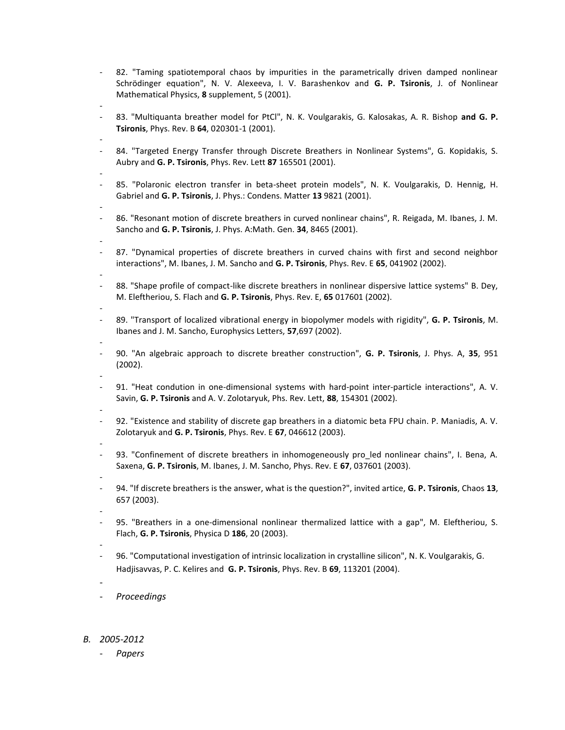- 82. "Taming spatiotemporal chaos by impurities in the parametrically driven damped nonlinear Schrödinger equation", N. V. Alexeeva, I. V. Barashenkov and **G. P. Tsironis**, J. of Nonlinear Mathematical Physics, **8** supplement, 5 (2001).
-
- 83. "Multiquanta breather model for PtCl", N. K. Voulgarakis, G. Kalosakas, A. R. Bishop **and G. P. Tsironis**, Phys. Rev. B **64**, 020301-1 (2001).
-
- 84. "Targeted Energy Transfer through Discrete Breathers in Nonlinear Systems", G. Kopidakis, S. Aubry and **G. P. Tsironis**, Phys. Rev. Lett **87** 165501 (2001).
-
- 85. "Polaronic electron transfer in beta-sheet protein models", N. K. Voulgarakis, D. Hennig, H. Gabriel and **G. P. Tsironis**, J. Phys.: Condens. Matter **13** 9821 (2001).
-
- 86. "Resonant motion of discrete breathers in curved nonlinear chains", R. Reigada, M. Ibanes, J. M. Sancho and **G. P. Tsironis**, J. Phys. A:Math. Gen. **34**, 8465 (2001).
-
- 87. "Dynamical properties of discrete breathers in curved chains with first and second neighbor interactions", M. Ibanes, J. M. Sancho and **G. P. Tsironis**, Phys. Rev. E **65**, 041902 (2002).
-
- 88. "Shape profile of compact-like discrete breathers in nonlinear dispersive lattice systems" B. Dey, M. Eleftheriou, S. Flach and **G. P. Tsironis**, Phys. Rev. E, **65** 017601 (2002).
-
- 89. "Transport of localized vibrational energy in biopolymer models with rigidity", **G. P. Tsironis**, M. Ibanes and J. M. Sancho, Europhysics Letters, **57**,697 (2002).
-
- 90. "An algebraic approach to discrete breather construction", **G. P. Tsironis**, J. Phys. A, **35**, 951 (2002).
-
- 91. "Heat condution in one-dimensional systems with hard-point inter-particle interactions", A. V. Savin, **G. P. Tsironis** and A. V. Zolotaryuk, Phs. Rev. Lett, **88**, 154301 (2002).
-
- 92. "Existence and stability of discrete gap breathers in a diatomic beta FPU chain. P. Maniadis, A. V. Zolotaryuk and **G. P. Tsironis**, Phys. Rev. E **67**, 046612 (2003).
-
- 93. "Confinement of discrete breathers in inhomogeneously pro_led nonlinear chains", I. Bena, A. Saxena, **G. P. Tsironis**, M. Ibanes, J. M. Sancho, Phys. Rev. E **67**, 037601 (2003).
-
- 94. "If discrete breathers is the answer, what is the question?", invited article, **G. P. Tsironis**, Chaos **13**, 657 (2003).
-
- 95. "Breathers in a one-dimensional nonlinear thermalized lattice with a gap", M. Eleftheriou, S. Flach, **G. P. Tsironis**, Physica D **186**, 20 (2003).
-
- 96. "Computational investigation of intrinsic localization in crystalline silicon", N. K. Voulgarakis, G. Hadjisavvas, P. C. Kelires and **G. P. Tsironis**, Phys. Rev. B **69**, 113201 (2004).
-
- *Proceedings*

*B. 2005-2012*

- *Papers*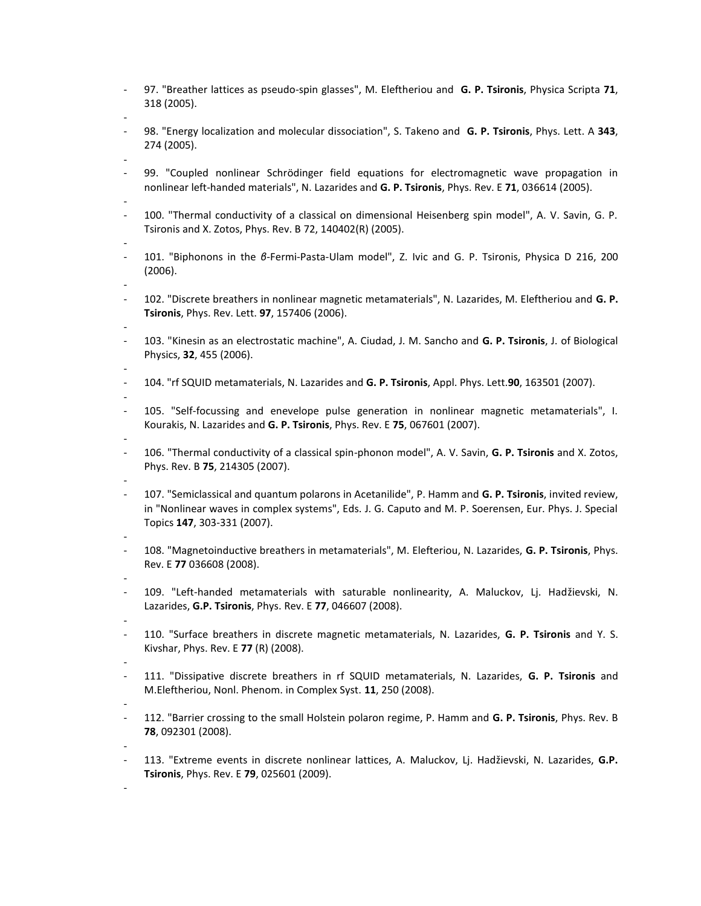- 97. "Breather lattices as pseudo-spin glasses", M. Eleftheriou and **G. P. Tsironis**, Physica Scripta **71**, 318 (2005).
-
- 98. "Energy localization and molecular dissociation", S. Takeno and **G. P. Tsironis**, Phys. Lett. A **343**, 274 (2005).
-
- 99. "Coupled nonlinear Schrödinger field equations for electromagnetic wave propagation in nonlinear left-handed materials", N. Lazarides and **G. P. Tsironis**, Phys. Rev. E **71**, 036614 (2005).
-
- 100. "Thermal conductivity of a classical on dimensional Heisenberg spin model", A. V. Savin, G. P. Tsironis and X. Zotos, Phys. Rev. B 72, 140402(R) (2005).
-
- 101. "Biphonons in the $\beta$-Fermi-Pasta-Ulam model", Z. Ivic and G. P. Tsironis, Physica D 216, 200 (2006).
-
- 102. "Discrete breathers in nonlinear magnetic metamaterials", N. Lazarides, M. Eleftheriou and **G. P. Tsironis**, Phys. Rev. Lett. **97**, 157406 (2006).
-
- 103. "Kinesin as an electrostatic machine", A. Ciudad, J. M. Sancho and **G. P. Tsironis**, J. of Biological Physics, **32**, 455 (2006).
-
- 104. "rf SQUID metamaterials, N. Lazarides and **G. P. Tsironis**, Appl. Phys. Lett.**90**, 163501 (2007).
-
- 105. "Self-focussing and enevelope pulse generation in nonlinear magnetic metamaterials", I. Kourakis, N. Lazarides and **G. P. Tsironis**, Phys. Rev. E **75**, 067601 (2007).
-
- 106. "Thermal conductivity of a classical spin-phonon model", A. V. Savin, **G. P. Tsironis** and X. Zotos, Phys. Rev. B **75**, 214305 (2007).
-
- 107. "Semiclassical and quantum polarons in Acetanilide", P. Hamm and **G. P. Tsironis**, invited review, in "Nonlinear waves in complex systems", Eds. J. G. Caputo and M. P. Soerensen, Eur. Phys. J. Special Topics **147**, 303-331 (2007).
-
- 108. "Magnetoinductive breathers in metamaterials", M. Elefteriou, N. Lazarides, **G. P. Tsironis**, Phys. Rev. E **77** 036608 (2008).
-
- 109. "Left-handed metamaterials with saturable nonlinearity, A. Maluckov, Lj. Hadžievski, N. Lazarides, **G.P. Tsironis**, Phys. Rev. E **77**, 046607 (2008).
-
- 110. "Surface breathers in discrete magnetic metamaterials, N. Lazarides, **G. P. Tsironis** and Y. S. Kivshar, Phys. Rev. E **77** (R) (2008).
-
- 111. "Dissipative discrete breathers in rf SQUID metamaterials, N. Lazarides, **G. P. Tsironis** and M.Eleftheriou, Nonl. Phenom. in Complex Syst. **11**, 250 (2008).
-
- 112. "Barrier crossing to the small Holstein polaron regime, P. Hamm and **G. P. Tsironis**, Phys. Rev. B **78**, 092301 (2008).
-
- 113. "Extreme events in discrete nonlinear lattices, A. Maluckov, Lj. Hadžievski, N. Lazarides, **G.P. Tsironis**, Phys. Rev. E **79**, 025601 (2009).
-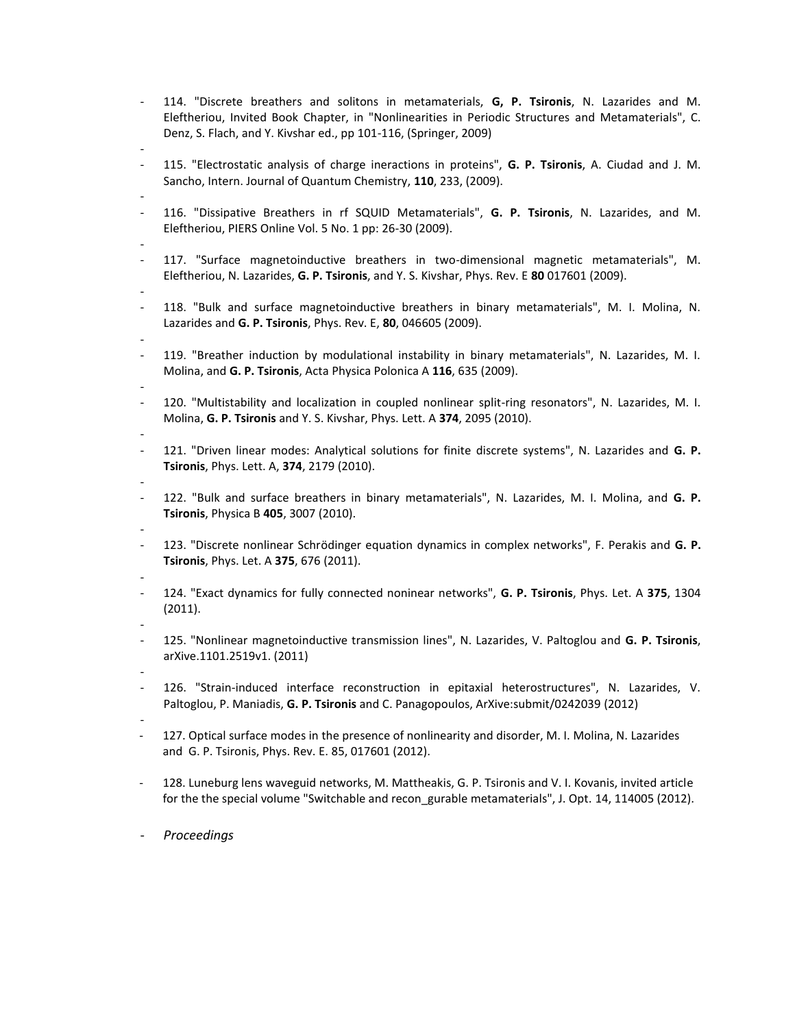- 114. "Discrete breathers and solitons in metamaterials, **G, P. Tsironis**, N. Lazarides and M. Eleftheriou, Invited Book Chapter, in "Nonlinearities in Periodic Structures and Metamaterials", C. Denz, S. Flach, and Y. Kivshar ed., pp 101-116, (Springer, 2009)
-
- 115. "Electrostatic analysis of charge ineractions in proteins", **G. P. Tsironis**, A. Ciudad and J. M. Sancho, Intern. Journal of Quantum Chemistry, **110**, 233, (2009).
-
- 116. "Dissipative Breathers in rf SQUID Metamaterials", **G. P. Tsironis**, N. Lazarides, and M. Eleftheriou, PIERS Online Vol. 5 No. 1 pp: 26-30 (2009).
-
- 117. "Surface magnetoinductive breathers in two-dimensional magnetic metamaterials", M. Eleftheriou, N. Lazarides, **G. P. Tsironis**, and Y. S. Kivshar, Phys. Rev. E **80** 017601 (2009).
-
- 118. "Bulk and surface magnetoinductive breathers in binary metamaterials", M. I. Molina, N. Lazarides and **G. P. Tsironis**, Phys. Rev. E, **80**, 046605 (2009).
-
- 119. "Breather induction by modulational instability in binary metamaterials", N. Lazarides, M. I. Molina, and **G. P. Tsironis**, Acta Physica Polonica A **116**, 635 (2009).
-
- 120. "Multistability and localization in coupled nonlinear split-ring resonators", N. Lazarides, M. I. Molina, **G. P. Tsironis** and Y. S. Kivshar, Phys. Lett. A **374**, 2095 (2010).
-
- 121. "Driven linear modes: Analytical solutions for finite discrete systems", N. Lazarides and **G. P. Tsironis**, Phys. Lett. A, **374**, 2179 (2010).
-
- 122. "Bulk and surface breathers in binary metamaterials", N. Lazarides, M. I. Molina, and **G. P. Tsironis**, Physica B **405**, 3007 (2010).
-
- 123. "Discrete nonlinear Schrödinger equation dynamics in complex networks", F. Perakis and **G. P. Tsironis**, Phys. Let. A **375**, 676 (2011).
-
- 124. "Exact dynamics for fully connected noninear networks", **G. P. Tsironis**, Phys. Let. A **375**, 1304 (2011).
-
- 125. "Nonlinear magnetoinductive transmission lines", N. Lazarides, V. Paltoglou and **G. P. Tsironis**, arXive.1101.2519v1. (2011)
-
- 126. "Strain-induced interface reconstruction in epitaxial heterostructures", N. Lazarides, V. Paltoglou, P. Maniadis, **G. P. Tsironis** and C. Panagopoulos, ArXive:submit/0242039 (2012)
-
- 127. Optical surface modes in the presence of nonlinearity and disorder, M. I. Molina, N. Lazarides and G. P. Tsironis, Phys. Rev. E. 85, 017601 (2012).

- 128. Luneburg lens waveguid networks, M. Mattheakis, G. P. Tsironis and V. I. Kovanis, invited article for the the special volume "Switchable and recon_gurable metamaterials", J. Opt. 14, 114005 (2012).

- *Proceedings*